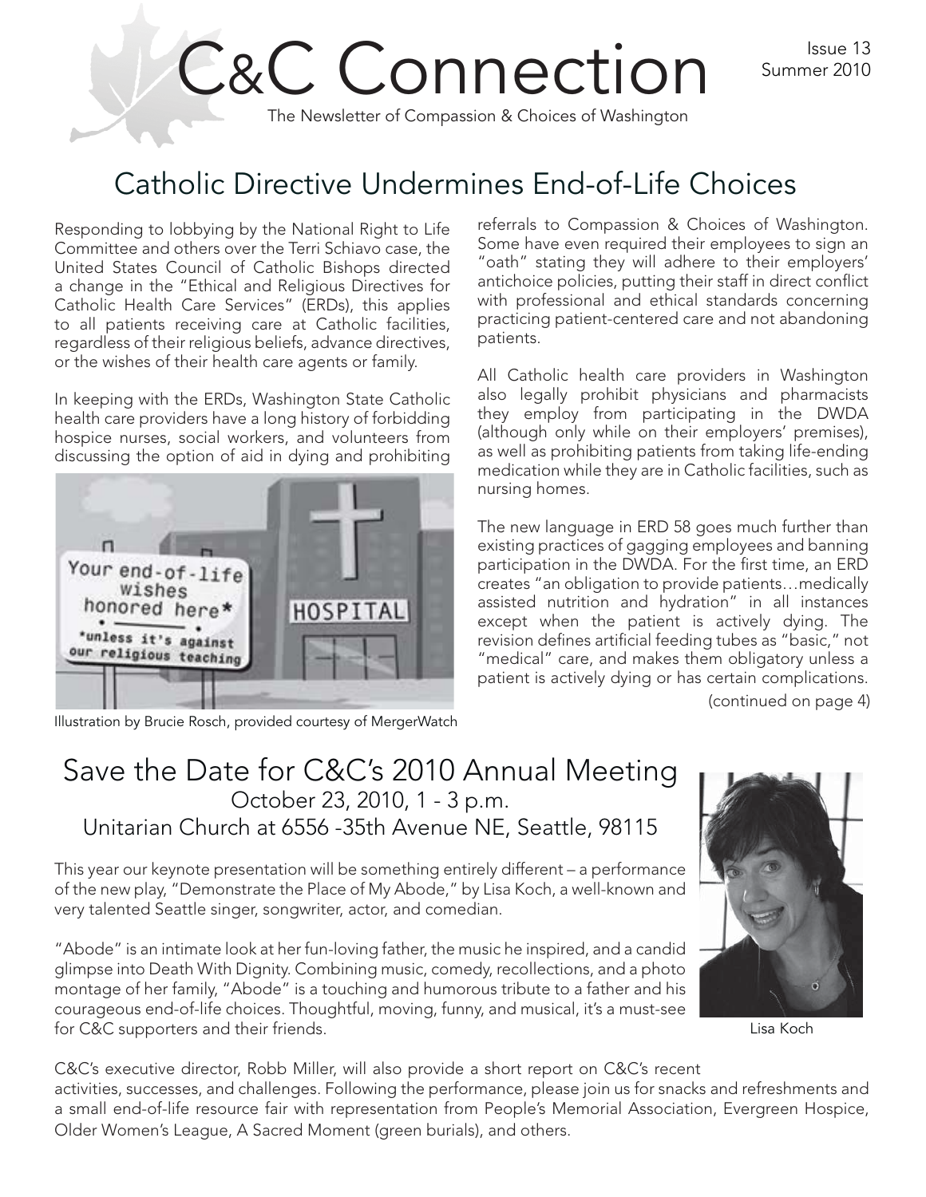# C&C Connection

The Newsletter of Compassion & Choices of Washington

Issue 13
Summer 2010

## Catholic Directive Undermines End-of-Life Choices

Responding to lobbying by the National Right to Life Committee and others over the Terri Schiavo case, the United States Council of Catholic Bishops directed a change in the "Ethical and Religious Directives for Catholic Health Care Services" (ERDs), this applies to all patients receiving care at Catholic facilities, regardless of their religious beliefs, advance directives, or the wishes of their health care agents or family.

In keeping with the ERDs, Washington State Catholic health care providers have a long history of forbidding hospice nurses, social workers, and volunteers from discussing the option of aid in dying and prohibiting referrals to Compassion & Choices of Washington. Some have even required their employees to sign an "oath" stating they will adhere to their employers' antichoice policies, putting their staff in direct conflict with professional and ethical standards concerning practicing patient-centered care and not abandoning patients.

Illustration by Brucie Rosch, provided courtesy of MergerWatch

All Catholic health care providers in Washington also legally prohibit physicians and pharmacists they employ from participating in the DWDA (although only while on their employers' premises), as well as prohibiting patients from taking life-ending medication while they are in Catholic facilities, such as nursing homes.

The new language in ERD 58 goes much further than existing practices of gagging employees and banning participation in the DWDA. For the first time, an ERD creates "an obligation to provide patients…medically assisted nutrition and hydration" in all instances except when the patient is actively dying. The revision defines artificial feeding tubes as "basic," not "medical" care, and makes them obligatory unless a patient is actively dying or has certain complications.

(continued on page 4)

## Save the Date for C&C's 2010 Annual Meeting

October 23, 2010, 1 - 3 p.m.
Unitarian Church at 6556 -35th Avenue NE, Seattle, 98115

This year our keynote presentation will be something entirely different – a performance of the new play, "Demonstrate the Place of My Abode," by Lisa Koch, a well-known and very talented Seattle singer, songwriter, actor, and comedian.

"Abode" is an intimate look at her fun-loving father, the music he inspired, and a candid glimpse into Death With Dignity. Combining music, comedy, recollections, and a photo montage of her family, "Abode" is a touching and humorous tribute to a father and his courageous end-of-life choices. Thoughtful, moving, funny, and musical, it's a must-see for C&C supporters and their friends.

Lisa Koch

C&C's executive director, Robb Miller, will also provide a short report on C&C's recent activities, successes, and challenges. Following the performance, please join us for snacks and refreshments and a small end-of-life resource fair with representation from People's Memorial Association, Evergreen Hospice, Older Women's League, A Sacred Moment (green burials), and others.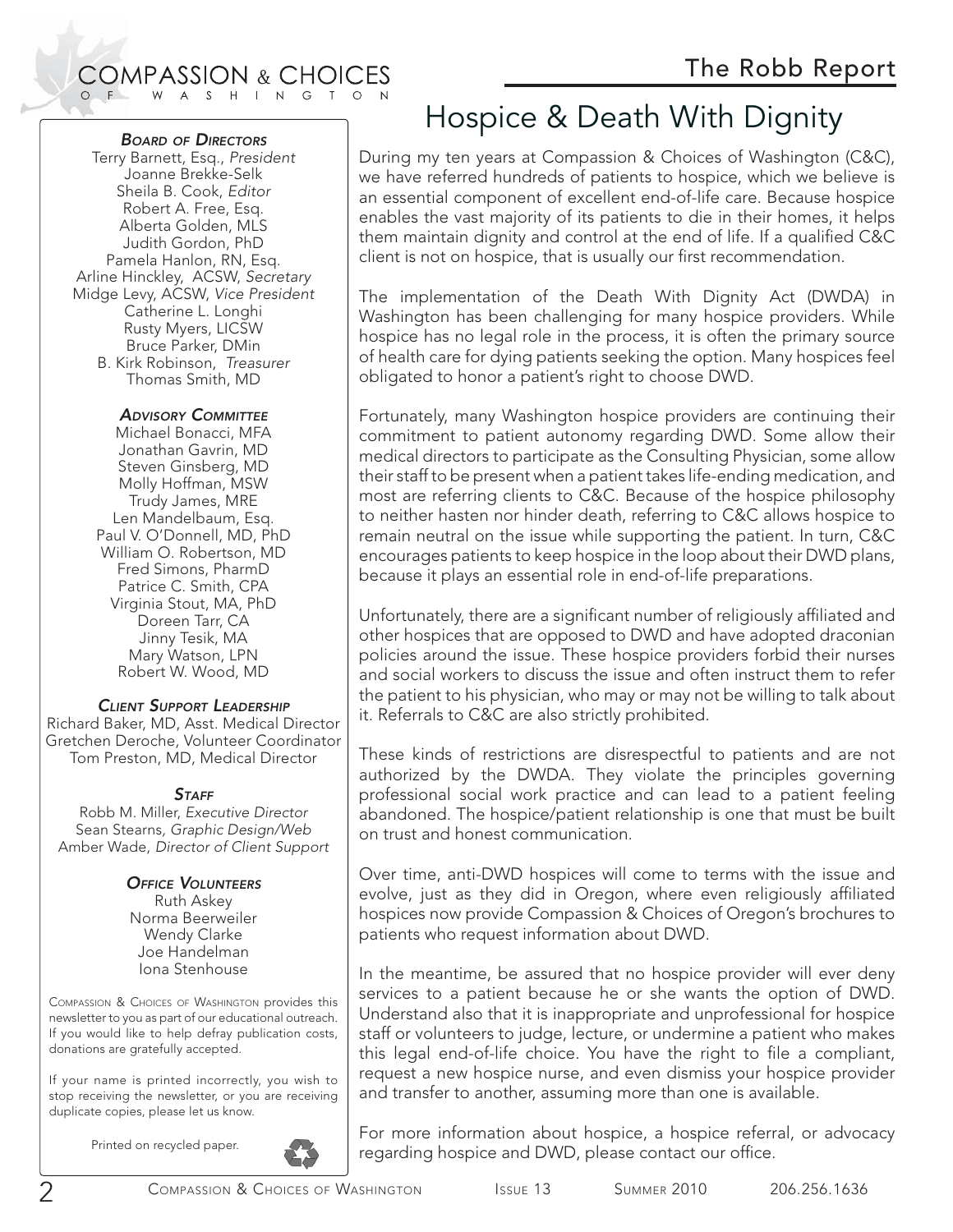# Hospice & Death With Dignity

During my ten years at Compassion & Choices of Washington (C&C), we have referred hundreds of patients to hospice, which we believe is an essential component of excellent end-of-life care. Because hospice enables the vast majority of its patients to die in their homes, it helps them maintain dignity and control at the end of life. If a qualified C&C client is not on hospice, that is usually our first recommendation.

The implementation of the Death With Dignity Act (DWDA) in Washington has been challenging for many hospice providers. While hospice has no legal role in the process, it is often the primary source of health care for dying patients seeking the option. Many hospices feel obligated to honor a patient's right to choose DWD.

Fortunately, many Washington hospice providers are continuing their commitment to patient autonomy regarding DWD. Some allow their medical directors to participate as the Consulting Physician, some allow their staff to be present when a patient takes life-ending medication, and most are referring clients to C&C. Because of the hospice philosophy to neither hasten nor hinder death, referring to C&C allows hospice to remain neutral on the issue while supporting the patient. In turn, C&C encourages patients to keep hospice in the loop about their DWD plans, because it plays an essential role in end-of-life preparations.

Unfortunately, there are a significant number of religiously affiliated and other hospices that are opposed to DWD and have adopted draconian policies around the issue. These hospice providers forbid their nurses and social workers to discuss the issue and often instruct them to refer the patient to his physician, who may or may not be willing to talk about it. Referrals to C&C are also strictly prohibited.

These kinds of restrictions are disrespectful to patients and are not authorized by the DWDA. They violate the principles governing professional social work practice and can lead to a patient feeling abandoned. The hospice/patient relationship is one that must be built on trust and honest communication.

Over time, anti-DWD hospices will come to terms with the issue and evolve, just as they did in Oregon, where even religiously affiliated hospices now provide Compassion & Choices of Oregon's brochures to patients who request information about DWD.

In the meantime, be assured that no hospice provider will ever deny services to a patient because he or she wants the option of DWD. Understand also that it is inappropriate and unprofessional for hospice staff or volunteers to judge, lecture, or undermine a patient who makes this legal end-of-life choice. You have the right to file a compliant, request a new hospice nurse, and even dismiss your hospice provider and transfer to another, assuming more than one is available.

For more information about hospice, a hospice referral, or advocacy regarding hospice and DWD, please contact our office.

### *Board of Directors*

Terry Barnett, Esq., *President*
Joanne Brekke-Selk
Sheila B. Cook, *Editor*
Robert A. Free, Esq.
Alberta Golden, MLS
Judith Gordon, PhD
Pamela Hanlon, RN, Esq.
Arline Hinckley, ACSW, *Secretary*
Midge Levy, ACSW, *Vice President*
Catherine L. Longhi
Rusty Myers, LICSW
Bruce Parker, DMin
B. Kirk Robinson, *Treasurer*
Thomas Smith, MD

### *Advisory Committee*

Michael Bonacci, MFA
Jonathan Gavrin, MD
Steven Ginsberg, MD
Molly Hoffman, MSW
Trudy James, MRE
Len Mandelbaum, Esq.
Paul V. O'Donnell, MD, PhD
William O. Robertson, MD
Fred Simons, PharmD
Patrice C. Smith, CPA
Virginia Stout, MA, PhD
Doreen Tarr, CA
Jinny Tesik, MA
Mary Watson, LPN
Robert W. Wood, MD

### *Client Support Leadership*

Richard Baker, MD, Asst. Medical Director
Gretchen Deroche, Volunteer Coordinator
Tom Preston, MD, Medical Director

### *Staff*

Robb M. Miller, *Executive Director*
Sean Stearns, *Graphic Design/Web*
Amber Wade, *Director of Client Support*

### *Office Volunteers*

Ruth Askey
Norma Beerweiler
Wendy Clarke
Joe Handelman
Iona Stenhouse

Compassion & Choices of Washington provides this newsletter to you as part of our educational outreach. If you would like to help defray publication costs, donations are gratefully accepted.

If your name is printed incorrectly, you wish to stop receiving the newsletter, or you are receiving duplicate copies, please let us know.

Printed on recycled paper.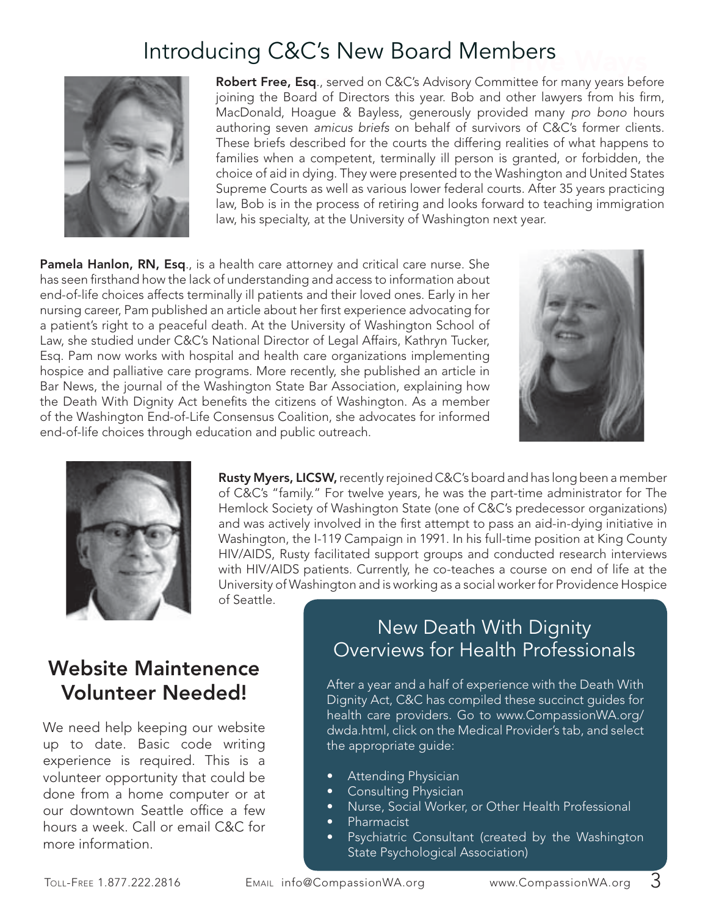# Introducing C&C's New Board Members

**Robert Free, Esq**., served on C&C's Advisory Committee for many years before joining the Board of Directors this year. Bob and other lawyers from his firm, MacDonald, Hoague & Bayless, generously provided many *pro bono* hours authoring seven *amicus briefs* on behalf of survivors of C&C's former clients. These briefs described for the courts the differing realities of what happens to families when a competent, terminally ill person is granted, or forbidden, the choice of aid in dying. They were presented to the Washington and United States Supreme Courts as well as various lower federal courts. After 35 years practicing law, Bob is in the process of retiring and looks forward to teaching immigration law, his specialty, at the University of Washington next year.

**Pamela Hanlon, RN, Esq**., is a health care attorney and critical care nurse. She has seen firsthand how the lack of understanding and access to information about end-of-life choices affects terminally ill patients and their loved ones. Early in her nursing career, Pam published an article about her first experience advocating for a patient's right to a peaceful death. At the University of Washington School of Law, she studied under C&C's National Director of Legal Affairs, Kathryn Tucker, Esq. Pam now works with hospital and health care organizations implementing hospice and palliative care programs. More recently, she published an article in Bar News, the journal of the Washington State Bar Association, explaining how the Death With Dignity Act benefits the citizens of Washington. As a member of the Washington End-of-Life Consensus Coalition, she advocates for informed end-of-life choices through education and public outreach.

**Rusty Myers, LICSW,** recently rejoined C&C's board and has long been a member of C&C's "family." For twelve years, he was the part-time administrator for The Hemlock Society of Washington State (one of C&C's predecessor organizations) and was actively involved in the first attempt to pass an aid-in-dying initiative in Washington, the I-119 Campaign in 1991. In his full-time position at King County HIV/AIDS, Rusty facilitated support groups and conducted research interviews with HIV/AIDS patients. Currently, he co-teaches a course on end of life at the University of Washington and is working as a social worker for Providence Hospice of Seattle.

## Website Maintenence Volunteer Needed!

We need help keeping our website up to date. Basic code writing experience is required. This is a volunteer opportunity that could be done from a home computer or at our downtown Seattle office a few hours a week. Call or email C&C for more information.

## New Death With Dignity Overviews for Health Professionals

After a year and a half of experience with the Death With Dignity Act, C&C has compiled these succinct guides for health care providers. Go to www.CompassionWA.org/dwda.html, click on the Medical Provider's tab, and select the appropriate guide:

- Attending Physician
- Consulting Physician
- Nurse, Social Worker, or Other Health Professional
- Pharmacist
- Psychiatric Consultant (created by the Washington State Psychological Association)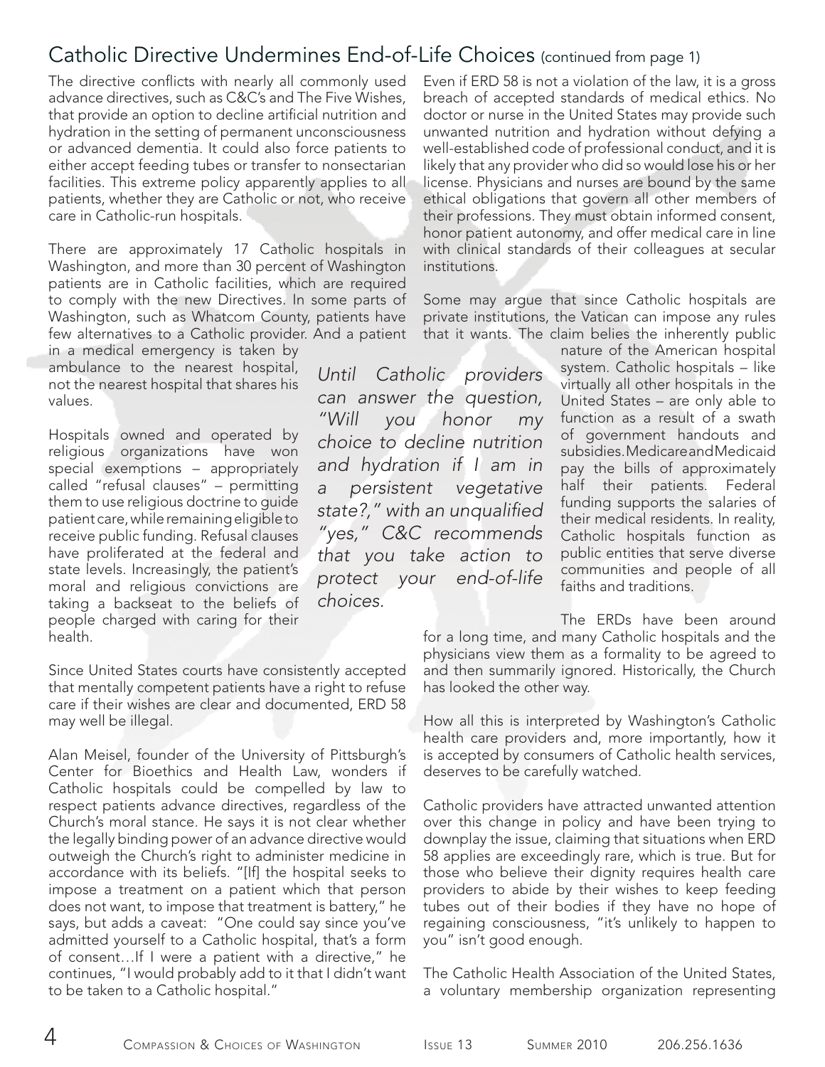## Catholic Directive Undermines End-of-Life Choices (continued from page 1)

The directive conflicts with nearly all commonly used advance directives, such as C&C's and The Five Wishes, that provide an option to decline artificial nutrition and hydration in the setting of permanent unconsciousness or advanced dementia. It could also force patients to either accept feeding tubes or transfer to nonsectarian facilities. This extreme policy apparently applies to all patients, whether they are Catholic or not, who receive care in Catholic-run hospitals.

There are approximately 17 Catholic hospitals in Washington, and more than 30 percent of Washington patients are in Catholic facilities, which are required to comply with the new Directives. In some parts of Washington, such as Whatcom County, patients have few alternatives to a Catholic provider. And a patient in a medical emergency is taken by ambulance to the nearest hospital, not the nearest hospital that shares his values.

Hospitals owned and operated by religious organizations have won special exemptions – appropriately called "refusal clauses" – permitting them to use religious doctrine to guide patient care, while remaining eligible to receive public funding. Refusal clauses have proliferated at the federal and state levels. Increasingly, the patient's moral and religious convictions are taking a backseat to the beliefs of people charged with caring for their health.

*Until Catholic providers can answer the question, "Will you honor my choice to decline nutrition and hydration if I am in a persistent vegetative state?," with an unqualified "yes," C&C recommends that you take action to protect your end-of-life choices.*

Since United States courts have consistently accepted that mentally competent patients have a right to refuse care if their wishes are clear and documented, ERD 58 may well be illegal.

Alan Meisel, founder of the University of Pittsburgh's Center for Bioethics and Health Law, wonders if Catholic hospitals could be compelled by law to respect patients advance directives, regardless of the Church's moral stance. He says it is not clear whether the legally binding power of an advance directive would outweigh the Church's right to administer medicine in accordance with its beliefs. "[If] the hospital seeks to impose a treatment on a patient which that person does not want, to impose that treatment is battery," he says, but adds a caveat: "One could say since you've admitted yourself to a Catholic hospital, that's a form of consent…If I were a patient with a directive," he continues, "I would probably add to it that I didn't want to be taken to a Catholic hospital."

Even if ERD 58 is not a violation of the law, it is a gross breach of accepted standards of medical ethics. No doctor or nurse in the United States may provide such unwanted nutrition and hydration without defying a well-established code of professional conduct, and it is likely that any provider who did so would lose his or her license. Physicians and nurses are bound by the same ethical obligations that govern all other members of their professions. They must obtain informed consent, honor patient autonomy, and offer medical care in line with clinical standards of their colleagues at secular institutions.

Some may argue that since Catholic hospitals are private institutions, the Vatican can impose any rules that it wants. The claim belies the inherently public nature of the American hospital system. Catholic hospitals – like virtually all other hospitals in the United States – are only able to function as a result of a swath of government handouts and subsidies. Medicare and Medicaid pay the bills of approximately half their patients. Federal funding supports the salaries of their medical residents. In reality, Catholic hospitals function as public entities that serve diverse communities and people of all faiths and traditions.

The ERDs have been around for a long time, and many Catholic hospitals and the physicians view them as a formality to be agreed to and then summarily ignored. Historically, the Church has looked the other way.

How all this is interpreted by Washington's Catholic health care providers and, more importantly, how it is accepted by consumers of Catholic health services, deserves to be carefully watched.

Catholic providers have attracted unwanted attention over this change in policy and have been trying to downplay the issue, claiming that situations when ERD 58 applies are exceedingly rare, which is true. But for those who believe their dignity requires health care providers to abide by their wishes to keep feeding tubes out of their bodies if they have no hope of regaining consciousness, "it's unlikely to happen to you" isn't good enough.

The Catholic Health Association of the United States, a voluntary membership organization representing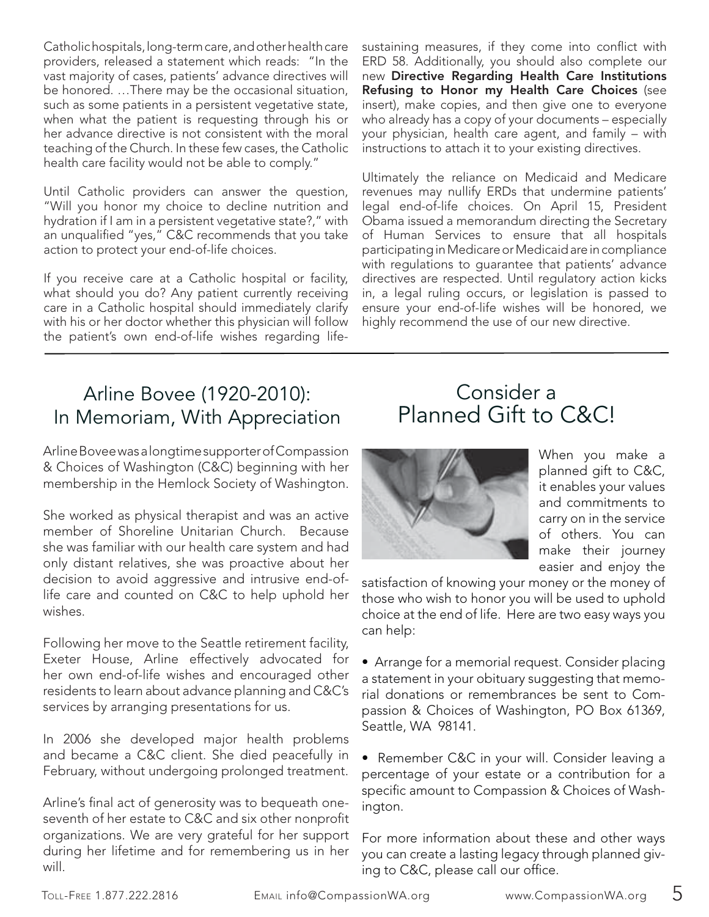Catholic hospitals, long-term care, and other health care providers, released a statement which reads: "In the vast majority of cases, patients' advance directives will be honored. …There may be the occasional situation, such as some patients in a persistent vegetative state, when what the patient is requesting through his or her advance directive is not consistent with the moral teaching of the Church. In these few cases, the Catholic health care facility would not be able to comply."

Until Catholic providers can answer the question, "Will you honor my choice to decline nutrition and hydration if I am in a persistent vegetative state?," with an unqualified "yes," C&C recommends that you take action to protect your end-of-life choices.

If you receive care at a Catholic hospital or facility, what should you do? Any patient currently receiving care in a Catholic hospital should immediately clarify with his or her doctor whether this physician will follow the patient's own end-of-life wishes regarding life-sustaining measures, if they come into conflict with ERD 58. Additionally, you should also complete our new **Directive Regarding Health Care Institutions Refusing to Honor my Health Care Choices** (see insert), make copies, and then give one to everyone who already has a copy of your documents – especially your physician, health care agent, and family – with instructions to attach it to your existing directives.

Ultimately the reliance on Medicaid and Medicare revenues may nullify ERDs that undermine patients' legal end-of-life choices. On April 15, President Obama issued a memorandum directing the Secretary of Human Services to ensure that all hospitals participating in Medicare or Medicaid are in compliance with regulations to guarantee that patients' advance directives are respected. Until regulatory action kicks in, a legal ruling occurs, or legislation is passed to ensure your end-of-life wishes will be honored, we highly recommend the use of our new directive.

## Arline Bovee (1920-2010): In Memoriam, With Appreciation

Arline Bovee was a longtime supporter of Compassion & Choices of Washington (C&C) beginning with her membership in the Hemlock Society of Washington.

She worked as physical therapist and was an active member of Shoreline Unitarian Church. Because she was familiar with our health care system and had only distant relatives, she was proactive about her decision to avoid aggressive and intrusive end-of-life care and counted on C&C to help uphold her wishes.

Following her move to the Seattle retirement facility, Exeter House, Arline effectively advocated for her own end-of-life wishes and encouraged other residents to learn about advance planning and C&C's services by arranging presentations for us.

In 2006 she developed major health problems and became a C&C client. She died peacefully in February, without undergoing prolonged treatment.

Arline's final act of generosity was to bequeath one-seventh of her estate to C&C and six other nonprofit organizations. We are very grateful for her support during her lifetime and for remembering us in her will.

## Consider a Planned Gift to C&C!

When you make a planned gift to C&C, it enables your values and commitments to carry on in the service of others. You can make their journey easier and enjoy the satisfaction of knowing your money or the money of those who wish to honor you will be used to uphold choice at the end of life. Here are two easy ways you can help:

- Arrange for a memorial request. Consider placing a statement in your obituary suggesting that memorial donations or remembrances be sent to Compassion & Choices of Washington, PO Box 61369, Seattle, WA 98141.

- Remember C&C in your will. Consider leaving a percentage of your estate or a contribution for a specific amount to Compassion & Choices of Washington.

For more information about these and other ways you can create a lasting legacy through planned giving to C&C, please call our office.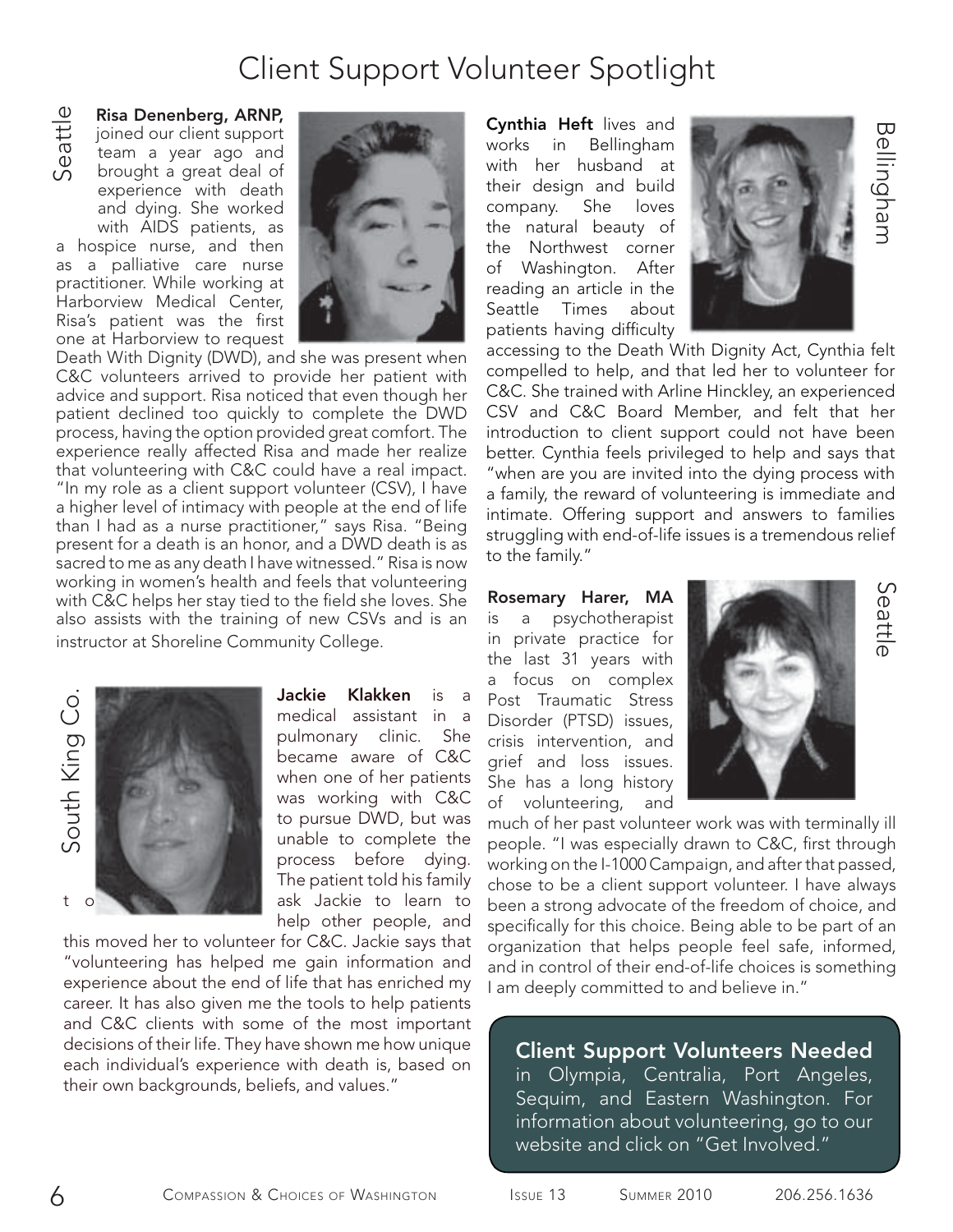# Client Support Volunteer Spotlight

Seattle

**Risa Denenberg, ARNP,** joined our client support team a year ago and brought a great deal of experience with death and dying. She worked with AIDS patients, as a hospice nurse, and then as a palliative care nurse practitioner. While working at Harborview Medical Center, Risa's patient was the first one at Harborview to request Death With Dignity (DWD), and she was present when C&C volunteers arrived to provide her patient with advice and support. Risa noticed that even though her patient declined too quickly to complete the DWD process, having the option provided great comfort. The experience really affected Risa and made her realize that volunteering with C&C could have a real impact. "In my role as a client support volunteer (CSV), I have a higher level of intimacy with people at the end of life than I had as a nurse practitioner," says Risa. "Being present for a death is an honor, and a DWD death is as sacred to me as any death I have witnessed." Risa is now working in women's health and feels that volunteering with C&C helps her stay tied to the field she loves. She also assists with the training of new CSVs and is an instructor at Shoreline Community College.

South King Co.

**Jackie Klakken** is a medical assistant in a pulmonary clinic. She became aware of C&C when one of her patients was working with C&C to pursue DWD, but was unable to complete the process before dying. The patient told his family to ask Jackie to learn to help other people, and this moved her to volunteer for C&C. Jackie says that "volunteering has helped me gain information and experience about the end of life that has enriched my career. It has also given me the tools to help patients and C&C clients with some of the most important decisions of their life. They have shown me how unique each individual's experience with death is, based on their own backgrounds, beliefs, and values."

Bellingham

**Cynthia Heft** lives and works in Bellingham with her husband at their design and build company. She loves the natural beauty of the Northwest corner of Washington. After reading an article in the Seattle Times about patients having difficulty accessing to the Death With Dignity Act, Cynthia felt compelled to help, and that led her to volunteer for C&C. She trained with Arline Hinckley, an experienced CSV and C&C Board Member, and felt that her introduction to client support could not have been better. Cynthia feels privileged to help and says that "when are you are invited into the dying process with a family, the reward of volunteering is immediate and intimate. Offering support and answers to families struggling with end-of-life issues is a tremendous relief to the family."

Seattle

**Rosemary Harer, MA** is a psychotherapist in private practice for the last 31 years with a focus on complex Post Traumatic Stress Disorder (PTSD) issues, crisis intervention, and grief and loss issues. She has a long history of volunteering, and much of her past volunteer work was with terminally ill people. "I was especially drawn to C&C, first through working on the I-1000 Campaign, and after that passed, chose to be a client support volunteer. I have always been a strong advocate of the freedom of choice, and specifically for this choice. Being able to be part of an organization that helps people feel safe, informed, and in control of their end-of-life choices is something I am deeply committed to and believe in."

**Client Support Volunteers Needed** in Olympia, Centralia, Port Angeles, Sequim, and Eastern Washington. For information about volunteering, go to our website and click on "Get Involved."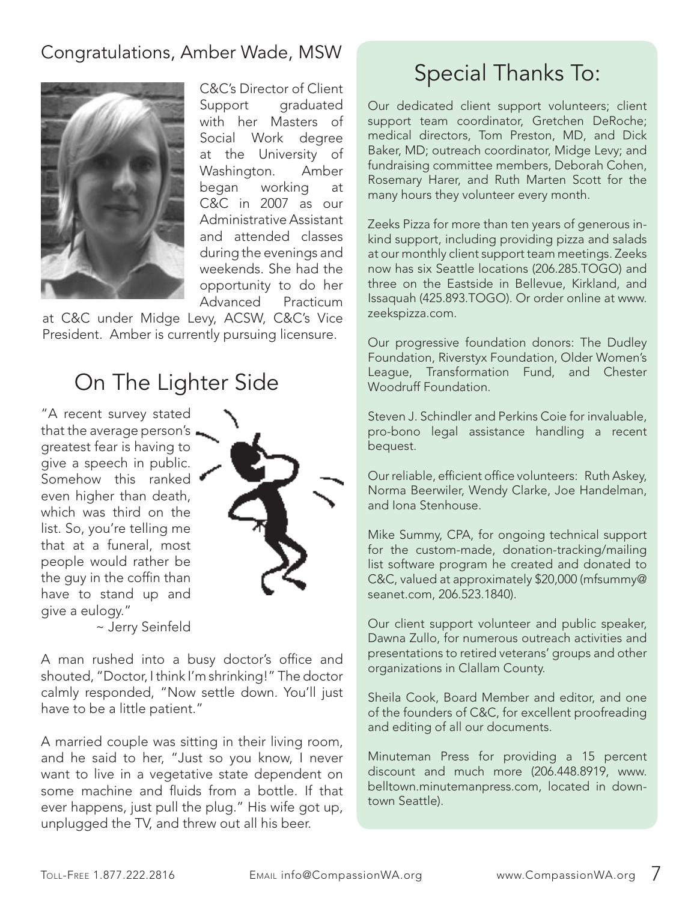## Congratulations, Amber Wade, MSW

C&C's Director of Client Support graduated with her Masters of Social Work degree at the University of Washington. Amber began working at C&C in 2007 as our Administrative Assistant and attended classes during the evenings and weekends. She had the opportunity to do her Advanced Practicum at C&C under Midge Levy, ACSW, C&C's Vice President. Amber is currently pursuing licensure.

## On The Lighter Side

"A recent survey stated that the average person's greatest fear is having to give a speech in public. Somehow this ranked even higher than death, which was third on the list. So, you're telling me that at a funeral, most people would rather be the guy in the coffin than have to stand up and give a eulogy."

~ Jerry Seinfeld

A man rushed into a busy doctor's office and shouted, "Doctor, I think I'm shrinking!" The doctor calmly responded, "Now settle down. You'll just have to be a little patient."

A married couple was sitting in their living room, and he said to her, "Just so you know, I never want to live in a vegetative state dependent on some machine and fluids from a bottle. If that ever happens, just pull the plug." His wife got up, unplugged the TV, and threw out all his beer.

## Special Thanks To:

Our dedicated client support volunteers; client support team coordinator, Gretchen DeRoche; medical directors, Tom Preston, MD, and Dick Baker, MD; outreach coordinator, Midge Levy; and fundraising committee members, Deborah Cohen, Rosemary Harer, and Ruth Marten Scott for the many hours they volunteer every month.

Zeeks Pizza for more than ten years of generous in-kind support, including providing pizza and salads at our monthly client support team meetings. Zeeks now has six Seattle locations (206.285.TOGO) and three on the Eastside in Bellevue, Kirkland, and Issaquah (425.893.TOGO). Or order online at www.zeekspizza.com.

Our progressive foundation donors: The Dudley Foundation, Riverstyx Foundation, Older Women's League, Transformation Fund, and Chester Woodruff Foundation.

Steven J. Schindler and Perkins Coie for invaluable, pro-bono legal assistance handling a recent bequest.

Our reliable, efficient office volunteers: Ruth Askey, Norma Beerwiler, Wendy Clarke, Joe Handelman, and Iona Stenhouse.

Mike Summy, CPA, for ongoing technical support for the custom-made, donation-tracking/mailing list software program he created and donated to C&C, valued at approximately $20,000 (mfsummy@seanet.com, 206.523.1840).

Our client support volunteer and public speaker, Dawna Zullo, for numerous outreach activities and presentations to retired veterans' groups and other organizations in Clallam County.

Sheila Cook, Board Member and editor, and one of the founders of C&C, for excellent proofreading and editing of all our documents.

Minuteman Press for providing a 15 percent discount and much more (206.448.8919, www.belltown.minutemanpress.com, located in downtown Seattle).

Toll-Free 1.877.222.2816 Email info@CompassionWA.org www.CompassionWA.org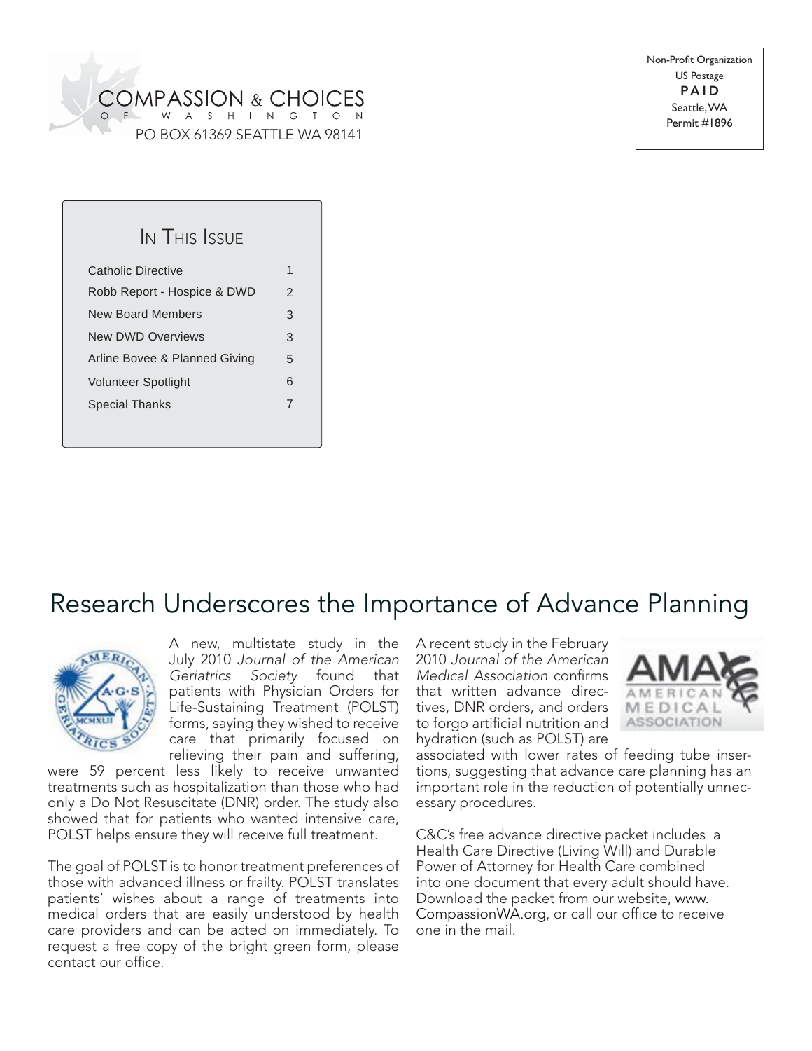COMPASSION & CHOICES
OF WASHINGTON
PO BOX 61369 SEATTLE WA 98141

Non-Profit Organization
US Postage
**PAID**
Seattle, WA
Permit #1896

## In This Issue

| | |
|---|---|
| Catholic Directive | 1 |
| Robb Report - Hospice & DWD | 2 |
| New Board Members | 3 |
| New DWD Overviews | 3 |
| Arline Bovee & Planned Giving | 5 |
| Volunteer Spotlight | 6 |
| Special Thanks | 7 |

# Research Underscores the Importance of Advance Planning

A new, multistate study in the July 2010 *Journal of the American Geriatrics Society* found that patients with Physician Orders for Life-Sustaining Treatment (POLST) forms, saying they wished to receive care that primarily focused on relieving their pain and suffering, were 59 percent less likely to receive unwanted treatments such as hospitalization than those who had only a Do Not Resuscitate (DNR) order. The study also showed that for patients who wanted intensive care, POLST helps ensure they will receive full treatment.

The goal of POLST is to honor treatment preferences of those with advanced illness or frailty. POLST translates patients' wishes about a range of treatments into medical orders that are easily understood by health care providers and can be acted on immediately. To request a free copy of the bright green form, please contact our office.

A recent study in the February 2010 *Journal of the American Medical Association* confirms that written advance directives, DNR orders, and orders to forgo artificial nutrition and hydration (such as POLST) are associated with lower rates of feeding tube insertions, suggesting that advance care planning has an important role in the reduction of potentially unnecessary procedures.

C&C's free advance directive packet includes a Health Care Directive (Living Will) and Durable Power of Attorney for Health Care combined into one document that every adult should have. Download the packet from our website, www.CompassionWA.org, or call our office to receive one in the mail.